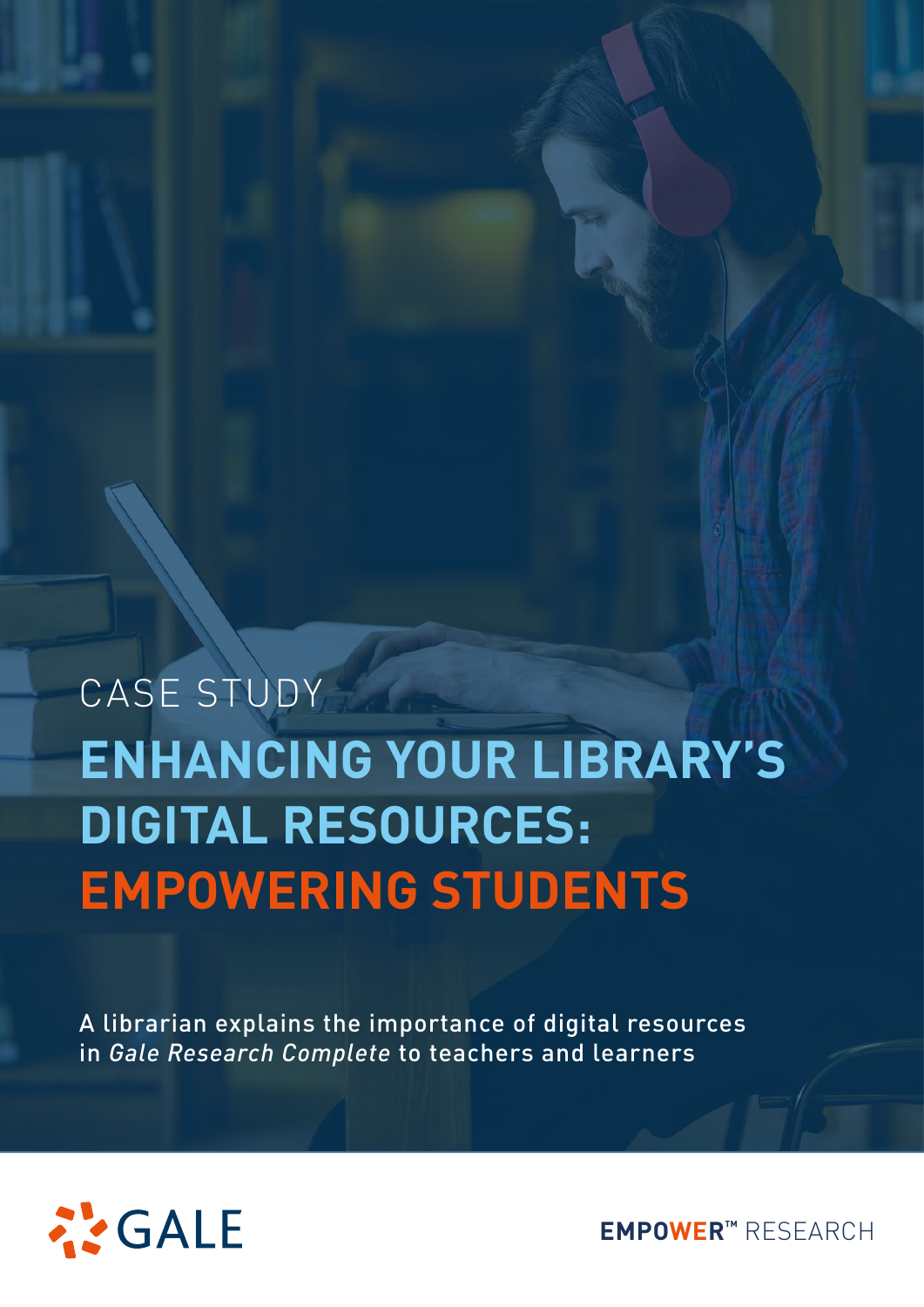CASE STUDY

# ENHANCING YOUR LIBRARY'S DIGITAL RESOURCES: EMPOWERING STUDENTS

A librarian explains the importance of digital resources in *Gale Research Complete* to teachers and learners

GALE

**EMPOWER**™ RESEARCH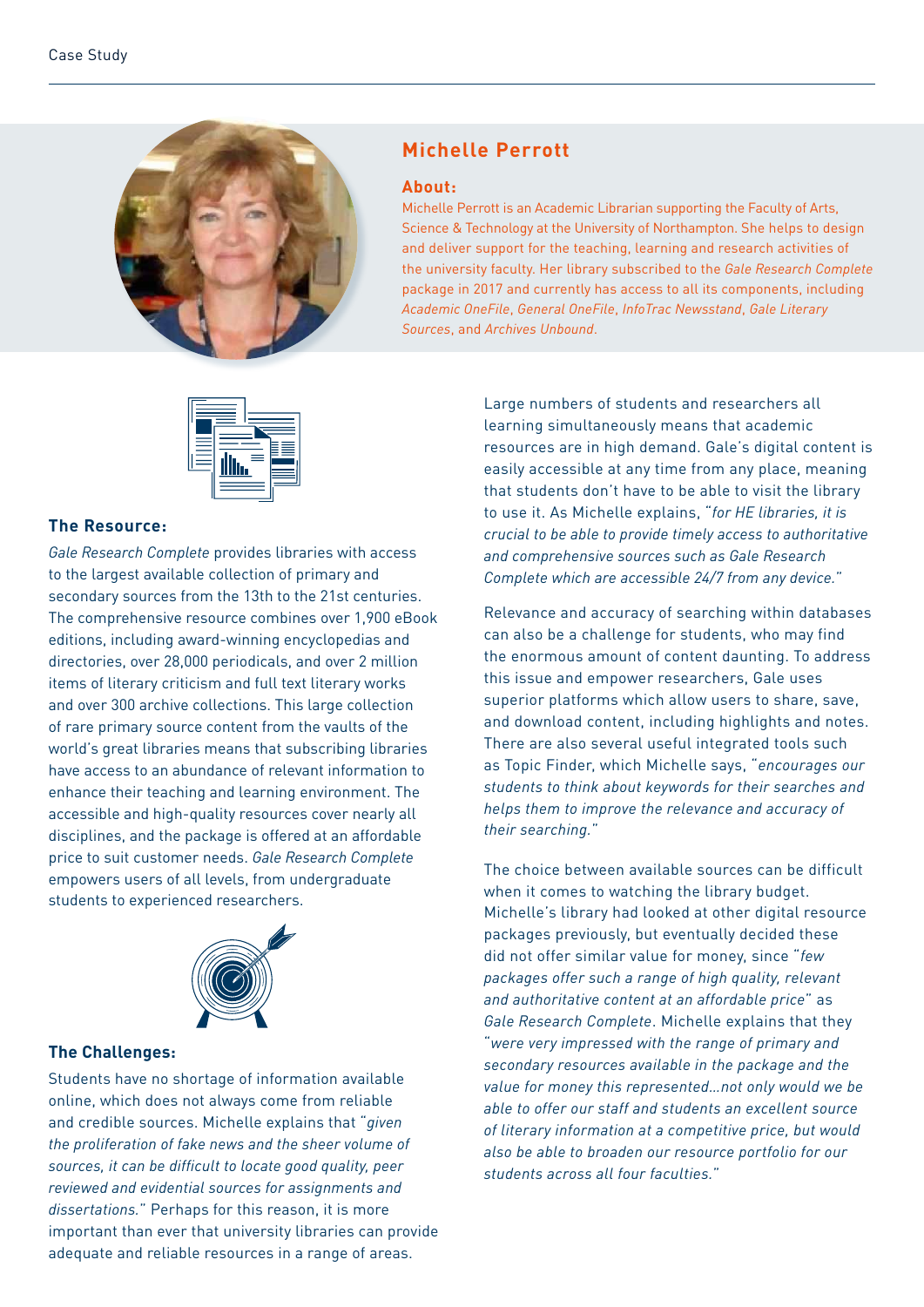## Michelle Perrott

### About:

Michelle Perrott is an Academic Librarian supporting the Faculty of Arts, Science & Technology at the University of Northampton. She helps to design and deliver support for the teaching, learning and research activities of the university faculty. Her library subscribed to the *Gale Research Complete* package in 2017 and currently has access to all its components, including *Academic OneFile*, *General OneFile*, *InfoTrac Newsstand*, *Gale Literary Sources*, and *Archives Unbound*.

### The Resource:

*Gale Research Complete* provides libraries with access to the largest available collection of primary and secondary sources from the 13th to the 21st centuries. The comprehensive resource combines over 1,900 eBook editions, including award-winning encyclopedias and directories, over 28,000 periodicals, and over 2 million items of literary criticism and full text literary works and over 300 archive collections. This large collection of rare primary source content from the vaults of the world's great libraries means that subscribing libraries have access to an abundance of relevant information to enhance their teaching and learning environment. The accessible and high-quality resources cover nearly all disciplines, and the package is offered at an affordable price to suit customer needs. *Gale Research Complete* empowers users of all levels, from undergraduate students to experienced researchers.

### The Challenges:

Students have no shortage of information available online, which does not always come from reliable and credible sources. Michelle explains that "*given the proliferation of fake news and the sheer volume of sources, it can be difficult to locate good quality, peer reviewed and evidential sources for assignments and dissertations.*" Perhaps for this reason, it is more important than ever that university libraries can provide adequate and reliable resources in a range of areas.

Large numbers of students and researchers all learning simultaneously means that academic resources are in high demand. Gale's digital content is easily accessible at any time from any place, meaning that students don't have to be able to visit the library to use it. As Michelle explains, "*for HE libraries, it is crucial to be able to provide timely access to authoritative and comprehensive sources such as Gale Research Complete which are accessible 24/7 from any device.*"

Relevance and accuracy of searching within databases can also be a challenge for students, who may find the enormous amount of content daunting. To address this issue and empower researchers, Gale uses superior platforms which allow users to share, save, and download content, including highlights and notes. There are also several useful integrated tools such as Topic Finder, which Michelle says, "*encourages our students to think about keywords for their searches and helps them to improve the relevance and accuracy of their searching.*"

The choice between available sources can be difficult when it comes to watching the library budget. Michelle's library had looked at other digital resource packages previously, but eventually decided these did not offer similar value for money, since "*few packages offer such a range of high quality, relevant and authoritative content at an affordable price*" as *Gale Research Complete*. Michelle explains that they "*were very impressed with the range of primary and secondary resources available in the package and the value for money this represented…not only would we be able to offer our staff and students an excellent source of literary information at a competitive price, but would also be able to broaden our resource portfolio for our students across all four faculties.*"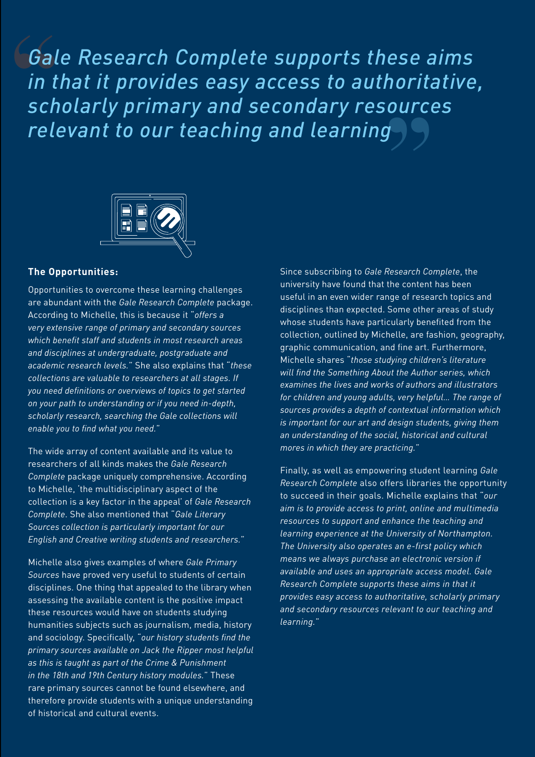> *Gale Research Complete supports these aims in that it provides easy access to authoritative, scholarly primary and secondary resources relevant to our teaching and learning*

**The Opportunities:**

Opportunities to overcome these learning challenges are abundant with the *Gale Research Complete* package. According to Michelle, this is because it "*offers a very extensive range of primary and secondary sources which benefit staff and students in most research areas and disciplines at undergraduate, postgraduate and academic research levels.*" She also explains that "*these collections are valuable to researchers at all stages. If you need definitions or overviews of topics to get started on your path to understanding or if you need in-depth, scholarly research, searching the Gale collections will enable you to find what you need.*"

The wide array of content available and its value to researchers of all kinds makes the *Gale Research Complete* package uniquely comprehensive. According to Michelle, 'the multidisciplinary aspect of the collection is a key factor in the appeal' of *Gale Research Complete*. She also mentioned that "*Gale Literary Sources collection is particularly important for our English and Creative writing students and researchers.*"

Michelle also gives examples of where *Gale Primary Sources* have proved very useful to students of certain disciplines. One thing that appealed to the library when assessing the available content is the positive impact these resources would have on students studying humanities subjects such as journalism, media, history and sociology. Specifically, "*our history students find the primary sources available on Jack the Ripper most helpful as this is taught as part of the Crime & Punishment in the 18th and 19th Century history modules.*" These rare primary sources cannot be found elsewhere, and therefore provide students with a unique understanding of historical and cultural events.

Since subscribing to *Gale Research Complete*, the university have found that the content has been useful in an even wider range of research topics and disciplines than expected. Some other areas of study whose students have particularly benefited from the collection, outlined by Michelle, are fashion, geography, graphic communication, and fine art. Furthermore, Michelle shares "*those studying children's literature will find the Something About the Author series, which examines the lives and works of authors and illustrators for children and young adults, very helpful... The range of sources provides a depth of contextual information which is important for our art and design students, giving them an understanding of the social, historical and cultural mores in which they are practicing.*"

Finally, as well as empowering student learning *Gale Research Complete* also offers libraries the opportunity to succeed in their goals. Michelle explains that "*our aim is to provide access to print, online and multimedia resources to support and enhance the teaching and learning experience at the University of Northampton. The University also operates an e-first policy which means we always purchase an electronic version if available and uses an appropriate access model. Gale Research Complete supports these aims in that it provides easy access to authoritative, scholarly primary and secondary resources relevant to our teaching and learning.*"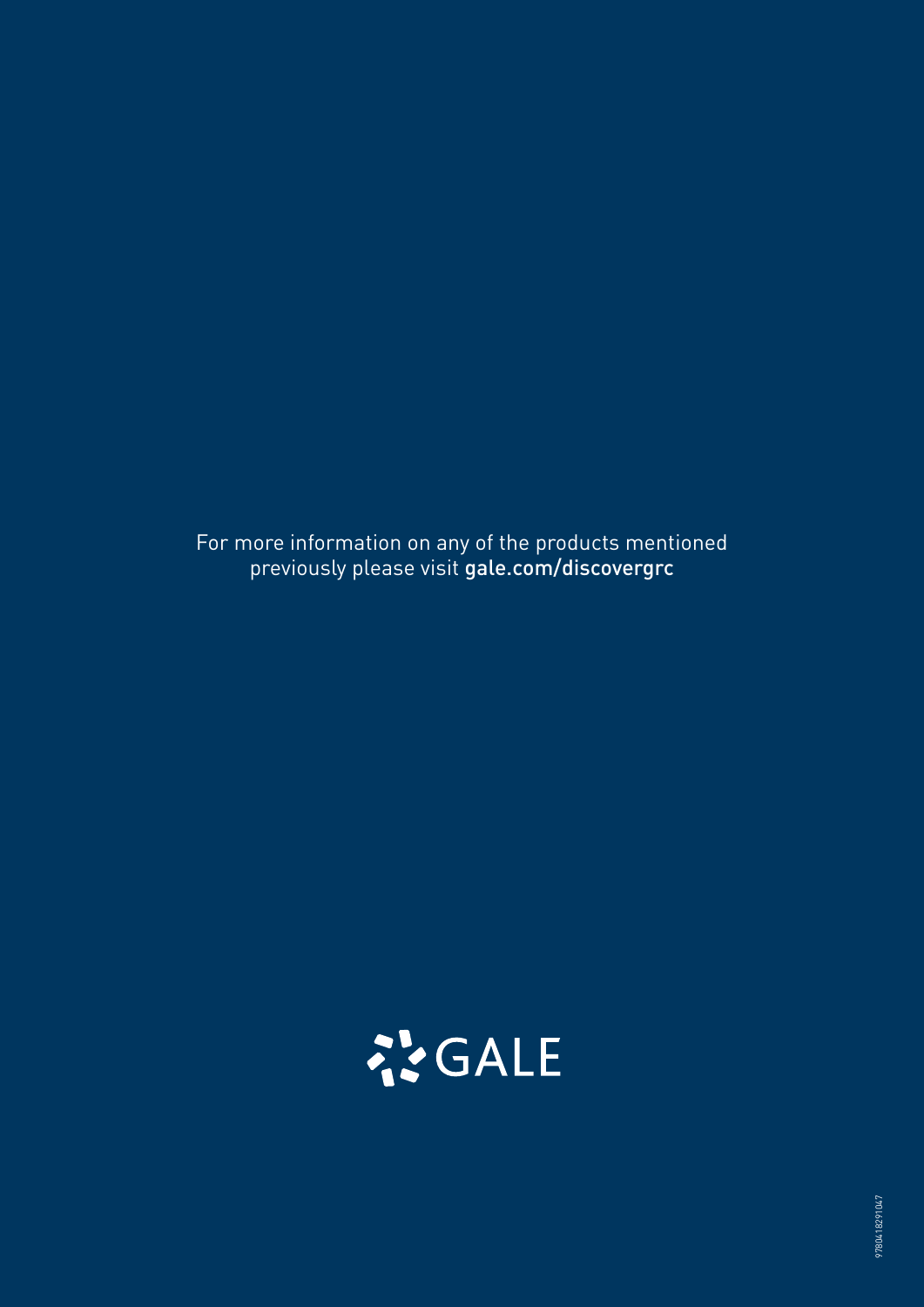For more information on any of the products mentioned previously please visit **gale.com/discovergrc**

GALE

9780418291047